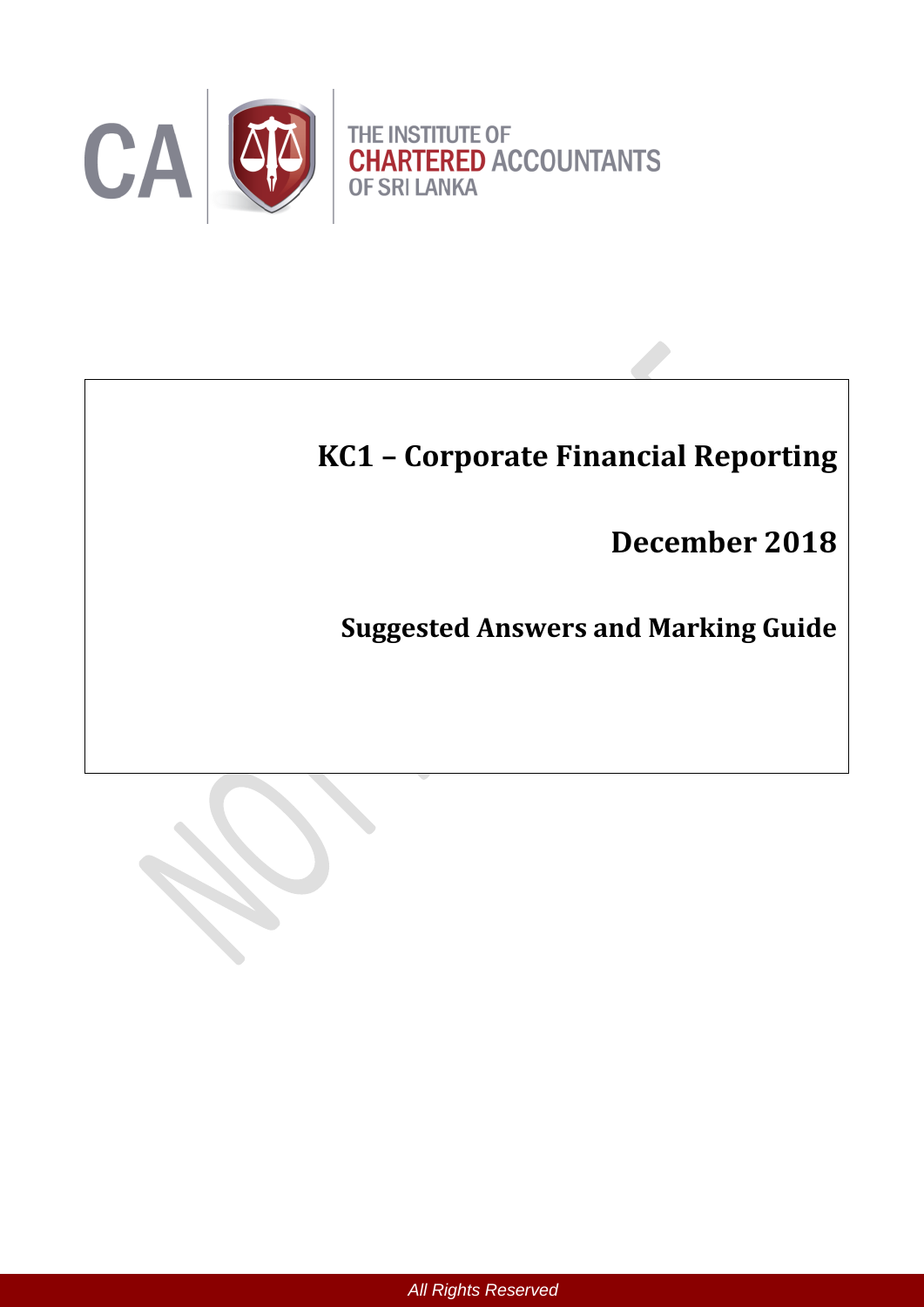THE INSTITUTE OF CHARTERED ACCOUNTANTS OF SRI LANKA

# KC1 – Corporate Financial Reporting

## December 2018

## Suggested Answers and Marking Guide

All Rights Reserved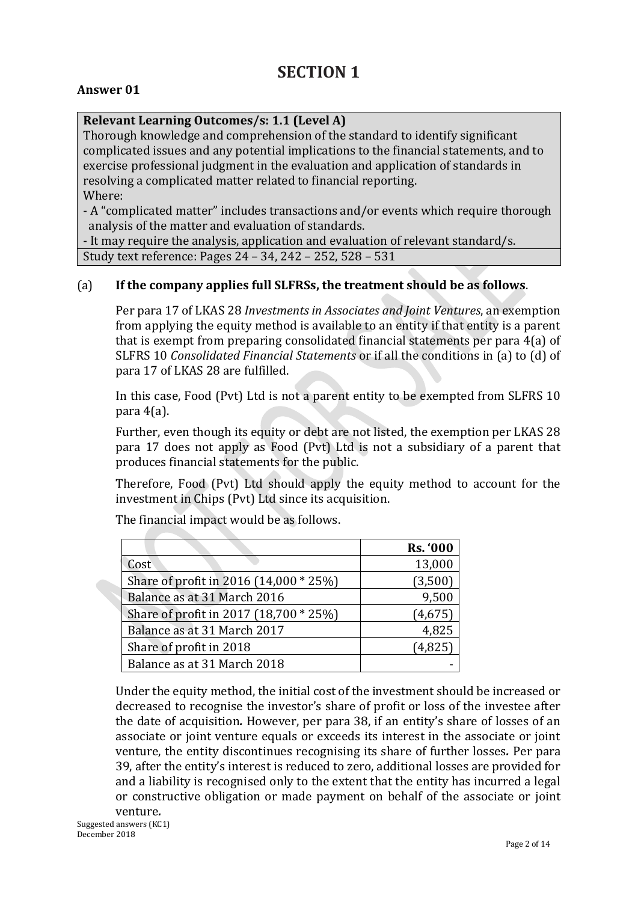# SECTION 1

**Answer 01**

| **Relevant Learning Outcomes/s: 1.1 (Level A)** |
|---|
| Thorough knowledge and comprehension of the standard to identify significant complicated issues and any potential implications to the financial statements, and to exercise professional judgment in the evaluation and application of standards in resolving a complicated matter related to financial reporting. Where: - A "complicated matter" includes transactions and/or events which require thorough analysis of the matter and evaluation of standards. - It may require the analysis, application and evaluation of relevant standard/s. |
| Study text reference: Pages 24 – 34, 242 – 252, 528 – 531 |

(a) **If the company applies full SLFRSs, the treatment should be as follows**.

Per para 17 of LKAS 28 *Investments in Associates and Joint Ventures*, an exemption from applying the equity method is available to an entity if that entity is a parent that is exempt from preparing consolidated financial statements per para 4(a) of SLFRS 10 *Consolidated Financial Statements* or if all the conditions in (a) to (d) of para 17 of LKAS 28 are fulfilled.

In this case, Food (Pvt) Ltd is not a parent entity to be exempted from SLFRS 10 para 4(a).

Further, even though its equity or debt are not listed, the exemption per LKAS 28 para 17 does not apply as Food (Pvt) Ltd is not a subsidiary of a parent that produces financial statements for the public.

Therefore, Food (Pvt) Ltd should apply the equity method to account for the investment in Chips (Pvt) Ltd since its acquisition.

The financial impact would be as follows.

| | **Rs. '000** |
|---|---|
| Cost | 13,000 |
| Share of profit in 2016 (14,000 * 25%) | (3,500) |
| Balance as at 31 March 2016 | 9,500 |
| Share of profit in 2017 (18,700 * 25%) | (4,675) |
| Balance as at 31 March 2017 | 4,825 |
| Share of profit in 2018 | (4,825) |
| Balance as at 31 March 2018 | - |

Under the equity method, the initial cost of the investment should be increased or decreased to recognise the investor's share of profit or loss of the investee after the date of acquisition**.** However, per para 38, if an entity's share of losses of an associate or joint venture equals or exceeds its interest in the associate or joint venture, the entity discontinues recognising its share of further losses**.** Per para 39, after the entity's interest is reduced to zero, additional losses are provided for and a liability is recognised only to the extent that the entity has incurred a legal or constructive obligation or made payment on behalf of the associate or joint venture**.**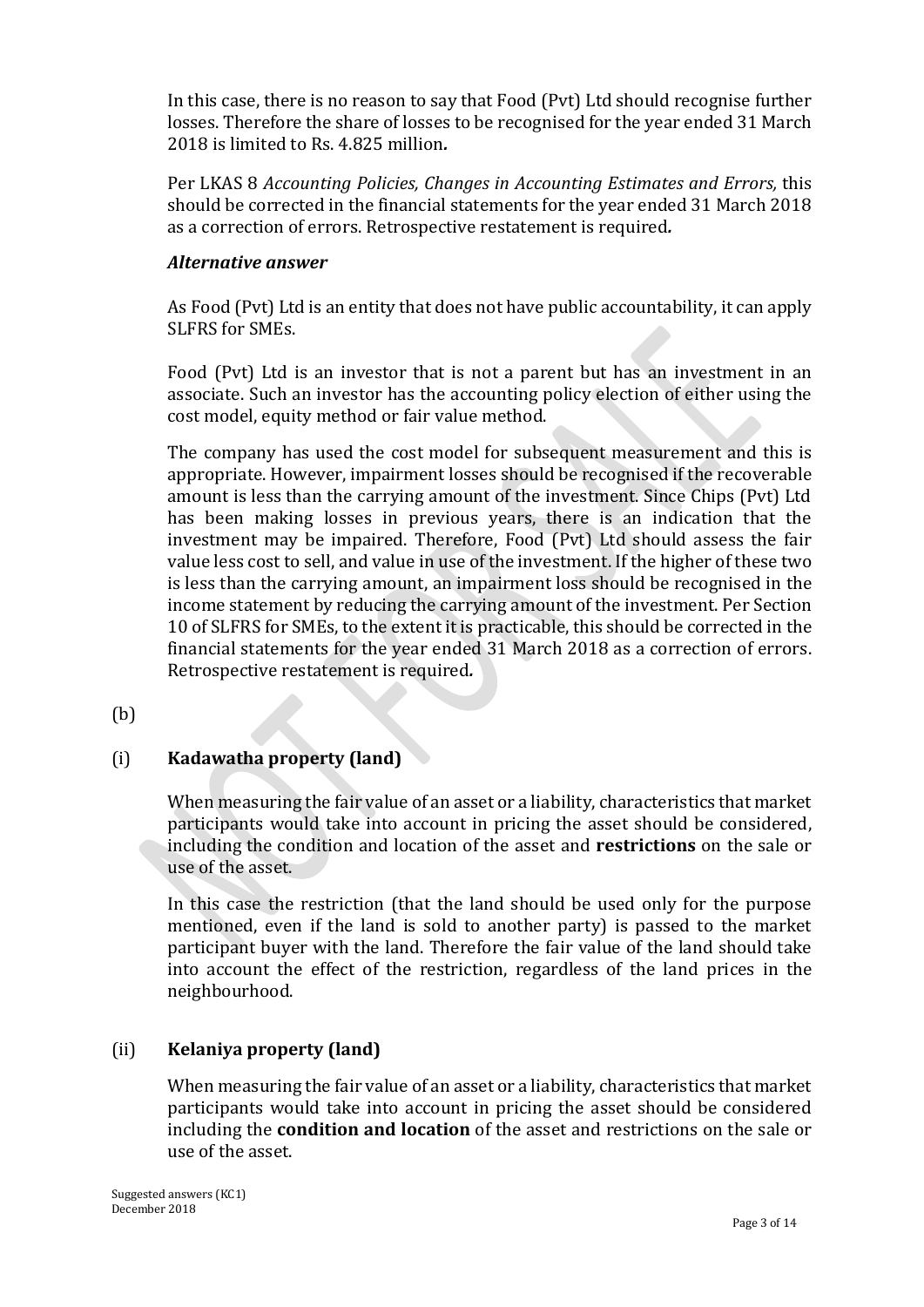In this case, there is no reason to say that Food (Pvt) Ltd should recognise further losses. Therefore the share of losses to be recognised for the year ended 31 March 2018 is limited to Rs. 4.825 million*.*

Per LKAS 8 *Accounting Policies, Changes in Accounting Estimates and Errors,* this should be corrected in the financial statements for the year ended 31 March 2018 as a correction of errors. Retrospective restatement is required*.*

***Alternative answer***

As Food (Pvt) Ltd is an entity that does not have public accountability, it can apply SLFRS for SMEs.

Food (Pvt) Ltd is an investor that is not a parent but has an investment in an associate. Such an investor has the accounting policy election of either using the cost model, equity method or fair value method.

The company has used the cost model for subsequent measurement and this is appropriate. However, impairment losses should be recognised if the recoverable amount is less than the carrying amount of the investment. Since Chips (Pvt) Ltd has been making losses in previous years, there is an indication that the investment may be impaired. Therefore, Food (Pvt) Ltd should assess the fair value less cost to sell, and value in use of the investment. If the higher of these two is less than the carrying amount, an impairment loss should be recognised in the income statement by reducing the carrying amount of the investment. Per Section 10 of SLFRS for SMEs, to the extent it is practicable, this should be corrected in the financial statements for the year ended 31 March 2018 as a correction of errors. Retrospective restatement is required*.*

(b)

(i) **Kadawatha property (land)**

When measuring the fair value of an asset or a liability, characteristics that market participants would take into account in pricing the asset should be considered, including the condition and location of the asset and **restrictions** on the sale or use of the asset.

In this case the restriction (that the land should be used only for the purpose mentioned, even if the land is sold to another party) is passed to the market participant buyer with the land. Therefore the fair value of the land should take into account the effect of the restriction, regardless of the land prices in the neighbourhood.

(ii) **Kelaniya property (land)**

When measuring the fair value of an asset or a liability, characteristics that market participants would take into account in pricing the asset should be considered including the **condition and location** of the asset and restrictions on the sale or use of the asset.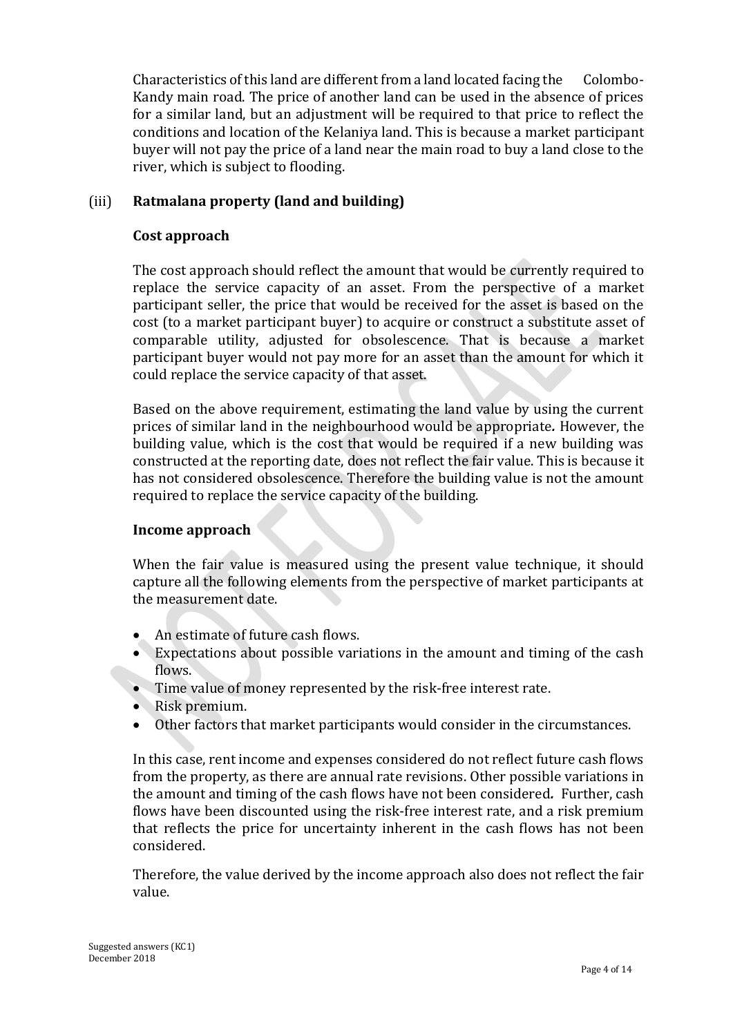Characteristics of this land are different from a land located facing the Colombo-Kandy main road. The price of another land can be used in the absence of prices for a similar land, but an adjustment will be required to that price to reflect the conditions and location of the Kelaniya land. This is because a market participant buyer will not pay the price of a land near the main road to buy a land close to the river, which is subject to flooding.

### (iii) Ratmalana property (land and building)

**Cost approach**

The cost approach should reflect the amount that would be currently required to replace the service capacity of an asset. From the perspective of a market participant seller, the price that would be received for the asset is based on the cost (to a market participant buyer) to acquire or construct a substitute asset of comparable utility, adjusted for obsolescence. That is because a market participant buyer would not pay more for an asset than the amount for which it could replace the service capacity of that asset.

Based on the above requirement, estimating the land value by using the current prices of similar land in the neighbourhood would be appropriate*.* However, the building value, which is the cost that would be required if a new building was constructed at the reporting date, does not reflect the fair value. This is because it has not considered obsolescence. Therefore the building value is not the amount required to replace the service capacity of the building.

**Income approach**

When the fair value is measured using the present value technique, it should capture all the following elements from the perspective of market participants at the measurement date.

- An estimate of future cash flows.
- Expectations about possible variations in the amount and timing of the cash flows.
- Time value of money represented by the risk-free interest rate.
- Risk premium.
- Other factors that market participants would consider in the circumstances.

In this case, rent income and expenses considered do not reflect future cash flows from the property, as there are annual rate revisions. Other possible variations in the amount and timing of the cash flows have not been considered*.* Further, cash flows have been discounted using the risk-free interest rate, and a risk premium that reflects the price for uncertainty inherent in the cash flows has not been considered.

Therefore, the value derived by the income approach also does not reflect the fair value.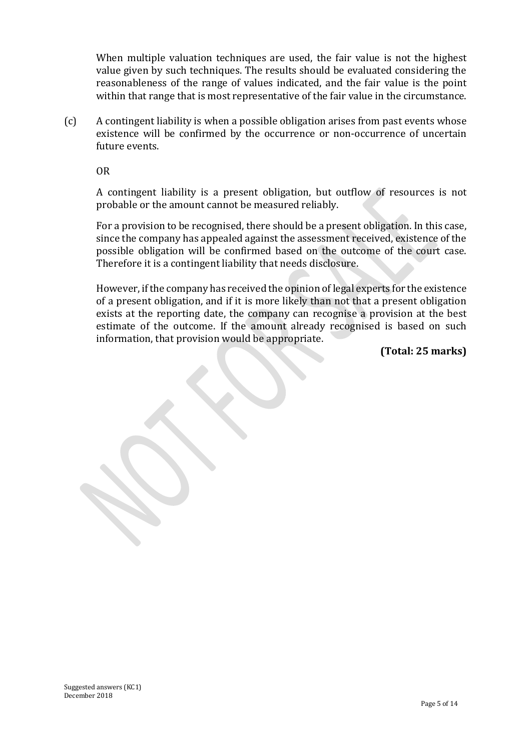When multiple valuation techniques are used, the fair value is not the highest value given by such techniques. The results should be evaluated considering the reasonableness of the range of values indicated, and the fair value is the point within that range that is most representative of the fair value in the circumstance.

(c) A contingent liability is when a possible obligation arises from past events whose existence will be confirmed by the occurrence or non-occurrence of uncertain future events.

OR

A contingent liability is a present obligation, but outflow of resources is not probable or the amount cannot be measured reliably.

For a provision to be recognised, there should be a present obligation. In this case, since the company has appealed against the assessment received, existence of the possible obligation will be confirmed based on the outcome of the court case. Therefore it is a contingent liability that needs disclosure.

However, if the company has received the opinion of legal experts for the existence of a present obligation, and if it is more likely than not that a present obligation exists at the reporting date, the company can recognise a provision at the best estimate of the outcome. If the amount already recognised is based on such information, that provision would be appropriate.

**(Total: 25 marks)**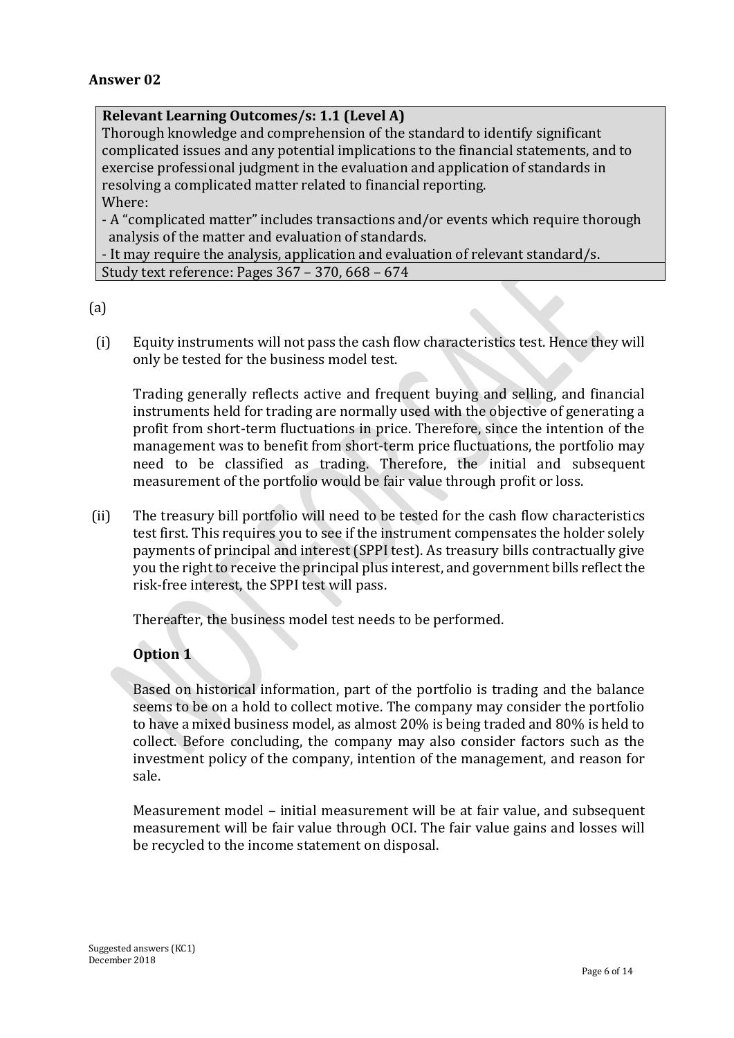## Answer 02

| **Relevant Learning Outcomes/s: 1.1 (Level A)** |
|---|
| Thorough knowledge and comprehension of the standard to identify significant complicated issues and any potential implications to the financial statements, and to exercise professional judgment in the evaluation and application of standards in resolving a complicated matter related to financial reporting.<br>Where:<br>- A "complicated matter" includes transactions and/or events which require thorough analysis of the matter and evaluation of standards.<br>- It may require the analysis, application and evaluation of relevant standard/s. |
| Study text reference: Pages 367 – 370, 668 – 674 |

(a)

(i) Equity instruments will not pass the cash flow characteristics test. Hence they will only be tested for the business model test.

Trading generally reflects active and frequent buying and selling, and financial instruments held for trading are normally used with the objective of generating a profit from short-term fluctuations in price. Therefore, since the intention of the management was to benefit from short-term price fluctuations, the portfolio may need to be classified as trading. Therefore, the initial and subsequent measurement of the portfolio would be fair value through profit or loss.

(ii) The treasury bill portfolio will need to be tested for the cash flow characteristics test first. This requires you to see if the instrument compensates the holder solely payments of principal and interest (SPPI test). As treasury bills contractually give you the right to receive the principal plus interest, and government bills reflect the risk-free interest, the SPPI test will pass.

Thereafter, the business model test needs to be performed.

**Option 1**

Based on historical information, part of the portfolio is trading and the balance seems to be on a hold to collect motive. The company may consider the portfolio to have a mixed business model, as almost 20% is being traded and 80% is held to collect. Before concluding, the company may also consider factors such as the investment policy of the company, intention of the management, and reason for sale.

Measurement model – initial measurement will be at fair value, and subsequent measurement will be fair value through OCI. The fair value gains and losses will be recycled to the income statement on disposal.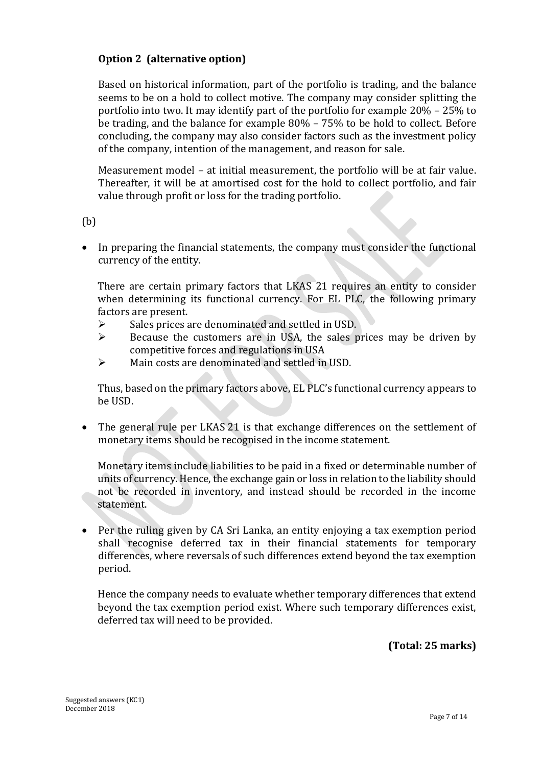**Option 2 (alternative option)**

Based on historical information, part of the portfolio is trading, and the balance seems to be on a hold to collect motive. The company may consider splitting the portfolio into two. It may identify part of the portfolio for example 20% – 25% to be trading, and the balance for example 80% – 75% to be hold to collect. Before concluding, the company may also consider factors such as the investment policy of the company, intention of the management, and reason for sale.

Measurement model – at initial measurement, the portfolio will be at fair value. Thereafter, it will be at amortised cost for the hold to collect portfolio, and fair value through profit or loss for the trading portfolio.

(b)

- In preparing the financial statements, the company must consider the functional currency of the entity.

  There are certain primary factors that LKAS 21 requires an entity to consider when determining its functional currency. For EL PLC, the following primary factors are present.
  - Sales prices are denominated and settled in USD.
  - Because the customers are in USA, the sales prices may be driven by competitive forces and regulations in USA
  - Main costs are denominated and settled in USD.

  Thus, based on the primary factors above, EL PLC's functional currency appears to be USD.

- The general rule per LKAS 21 is that exchange differences on the settlement of monetary items should be recognised in the income statement.

  Monetary items include liabilities to be paid in a fixed or determinable number of units of currency. Hence, the exchange gain or loss in relation to the liability should not be recorded in inventory, and instead should be recorded in the income statement.

- Per the ruling given by CA Sri Lanka, an entity enjoying a tax exemption period shall recognise deferred tax in their financial statements for temporary differences, where reversals of such differences extend beyond the tax exemption period.

  Hence the company needs to evaluate whether temporary differences that extend beyond the tax exemption period exist. Where such temporary differences exist, deferred tax will need to be provided.

**(Total: 25 marks)**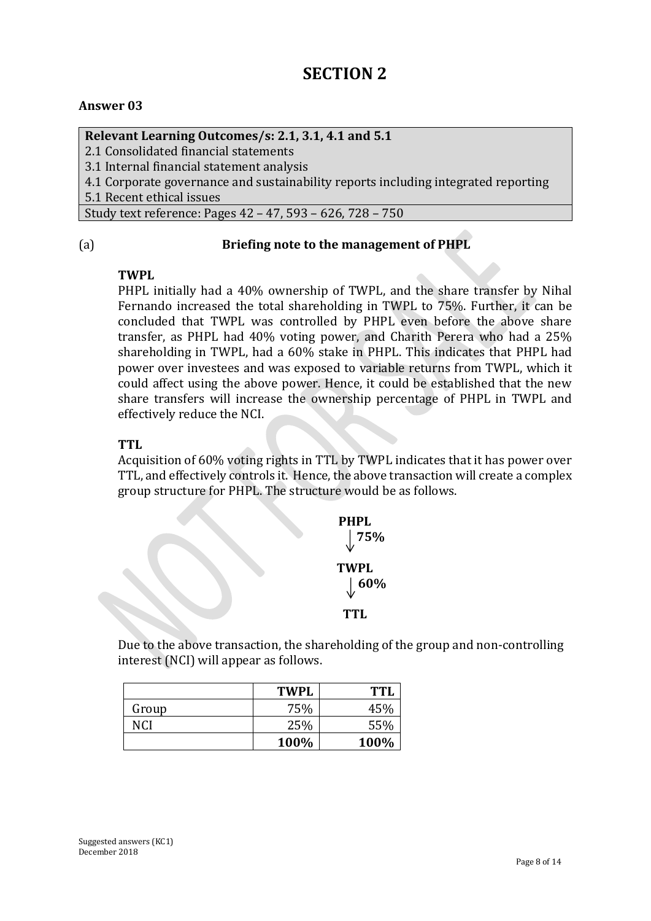# SECTION 2

## Answer 03

| **Relevant Learning Outcomes/s: 2.1, 3.1, 4.1 and 5.1** |
|---|
| 2.1 Consolidated financial statements |
| 3.1 Internal financial statement analysis |
| 4.1 Corporate governance and sustainability reports including integrated reporting |
| 5.1 Recent ethical issues |
| Study text reference: Pages 42 – 47, 593 – 626, 728 – 750 |

(a) **Briefing note to the management of PHPL**

**TWPL**

PHPL initially had a 40% ownership of TWPL, and the share transfer by Nihal Fernando increased the total shareholding in TWPL to 75%. Further, it can be concluded that TWPL was controlled by PHPL even before the above share transfer, as PHPL had 40% voting power, and Charith Perera who had a 25% shareholding in TWPL, had a 60% stake in PHPL. This indicates that PHPL had power over investees and was exposed to variable returns from TWPL, which it could affect using the above power. Hence, it could be established that the new share transfers will increase the ownership percentage of PHPL in TWPL and effectively reduce the NCI.

**TTL**

Acquisition of 60% voting rights in TTL by TWPL indicates that it has power over TTL, and effectively controls it. Hence, the above transaction will create a complex group structure for PHPL. The structure would be as follows.

**PHPL**
↓ **75%**
**TWPL**
↓ **60%**
**TTL**

Due to the above transaction, the shareholding of the group and non-controlling interest (NCI) will appear as follows.

| | **TWPL** | **TTL** |
|---|---|---|
| Group | 75% | 45% |
| NCI | 25% | 55% |
| | **100%** | **100%** |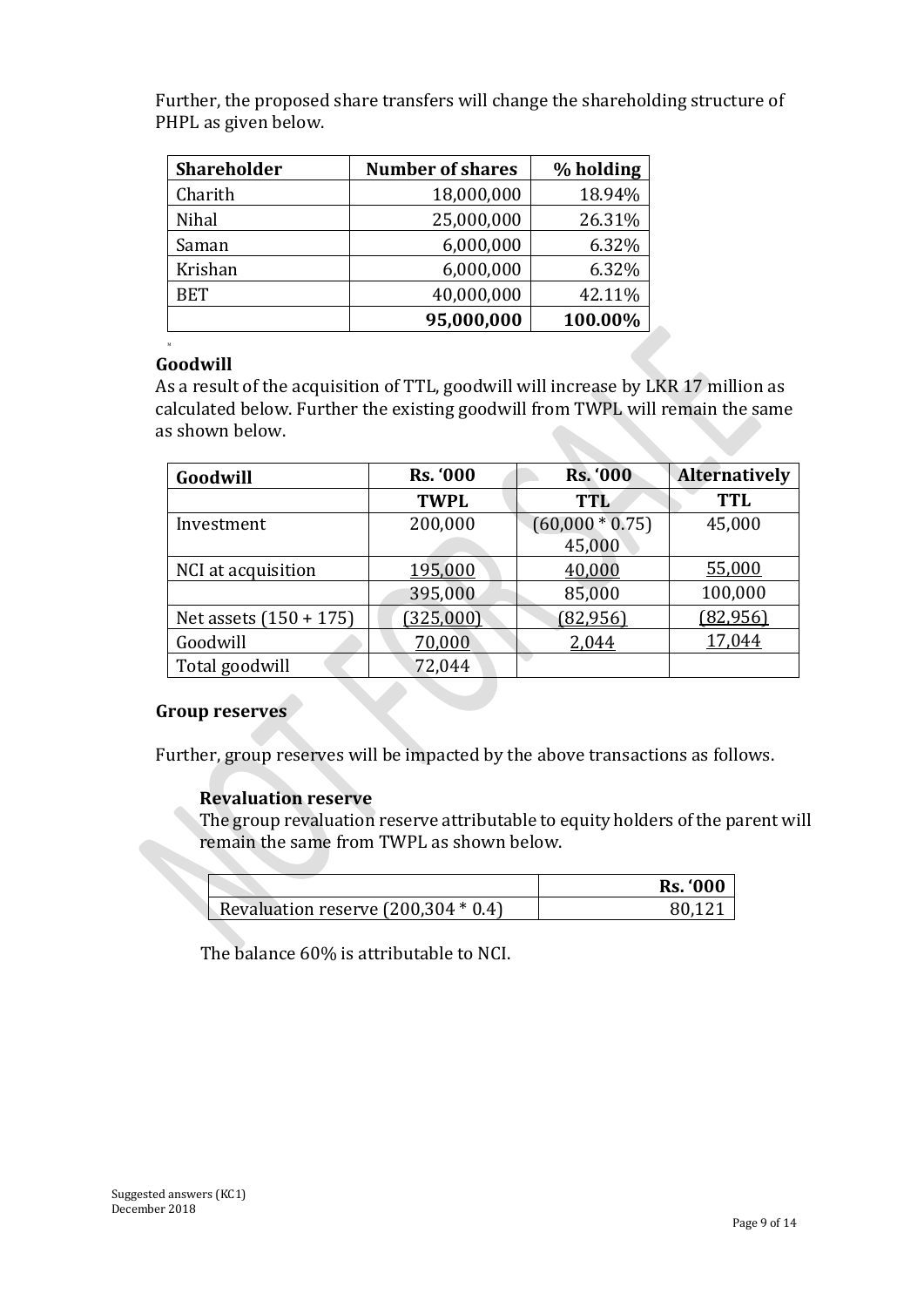Further, the proposed share transfers will change the shareholding structure of PHPL as given below.

| Shareholder | Number of shares | % holding |
|---|---|---|
| Charith | 18,000,000 | 18.94% |
| Nihal | 25,000,000 | 26.31% |
| Saman | 6,000,000 | 6.32% |
| Krishan | 6,000,000 | 6.32% |
| BET | 40,000,000 | 42.11% |
| | **95,000,000** | **100.00%** |

### Goodwill

As a result of the acquisition of TTL, goodwill will increase by LKR 17 million as calculated below. Further the existing goodwill from TWPL will remain the same as shown below.

| Goodwill | Rs. '000 | Rs. '000 | Alternatively |
|---|---|---|---|
| | **TWPL** | **TTL** | **TTL** |
| Investment | 200,000 | (60,000 * 0.75) 45,000 | 45,000 |
| NCI at acquisition | 195,000 | 40,000 | 55,000 |
| | 395,000 | 85,000 | 100,000 |
| Net assets (150 + 175) | (325,000) | (82,956) | (82,956) |
| Goodwill | 70,000 | 2,044 | 17,044 |
| Total goodwill | 72,044 | | |

### Group reserves

Further, group reserves will be impacted by the above transactions as follows.

#### Revaluation reserve

The group revaluation reserve attributable to equity holders of the parent will remain the same from TWPL as shown below.

| | Rs. '000 |
|---|---|
| Revaluation reserve (200,304 * 0.4) | 80,121 |

The balance 60% is attributable to NCI.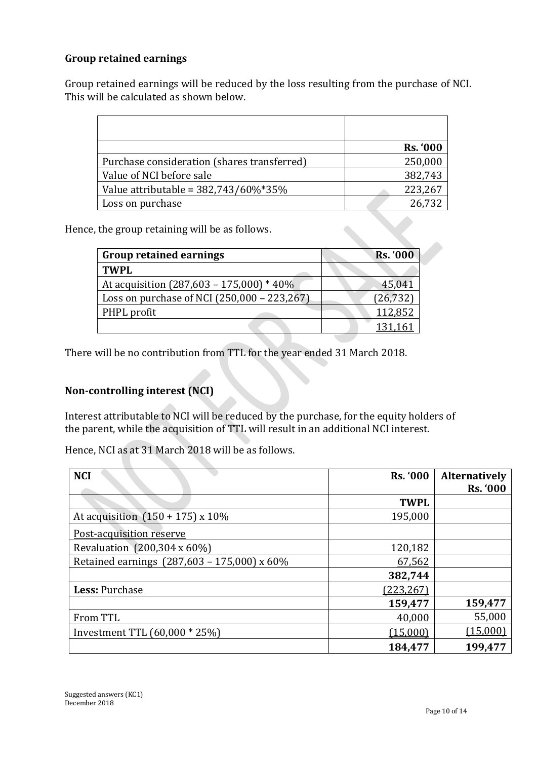**Group retained earnings**

Group retained earnings will be reduced by the loss resulting from the purchase of NCI. This will be calculated as shown below.

| | |
|---|---:|
| | **Rs. '000** |
| Purchase consideration (shares transferred) | 250,000 |
| Value of NCI before sale | 382,743 |
| Value attributable = 382,743/60%*35% | 223,267 |
| Loss on purchase | 26,732 |

Hence, the group retaining will be as follows.

| **Group retained earnings** | **Rs. '000** |
|---|---:|
| **TWPL** | |
| At acquisition (287,603 – 175,000) * 40% | 45,041 |
| Loss on purchase of NCI (250,000 – 223,267) | (26,732) |
| PHPL profit | 112,852 |
| | 131,161 |

There will be no contribution from TTL for the year ended 31 March 2018.

**Non-controlling interest (NCI)**

Interest attributable to NCI will be reduced by the purchase, for the equity holders of the parent, while the acquisition of TTL will result in an additional NCI interest.

Hence, NCI as at 31 March 2018 will be as follows.

| **NCI** | **Rs. '000** | **Alternatively Rs. '000** |
|---|---:|---:|
| | **TWPL** | |
| At acquisition (150 + 175) x 10% | 195,000 | |
| Post-acquisition reserve | | |
| Revaluation (200,304 x 60%) | 120,182 | |
| Retained earnings (287,603 – 175,000) x 60% | 67,562 | |
| | **382,744** | |
| **Less:** Purchase | (223,267) | |
| | **159,477** | **159,477** |
| From TTL | 40,000 | 55,000 |
| Investment TTL (60,000 * 25%) | (15,000) | (15,000) |
| | **184,477** | **199,477** |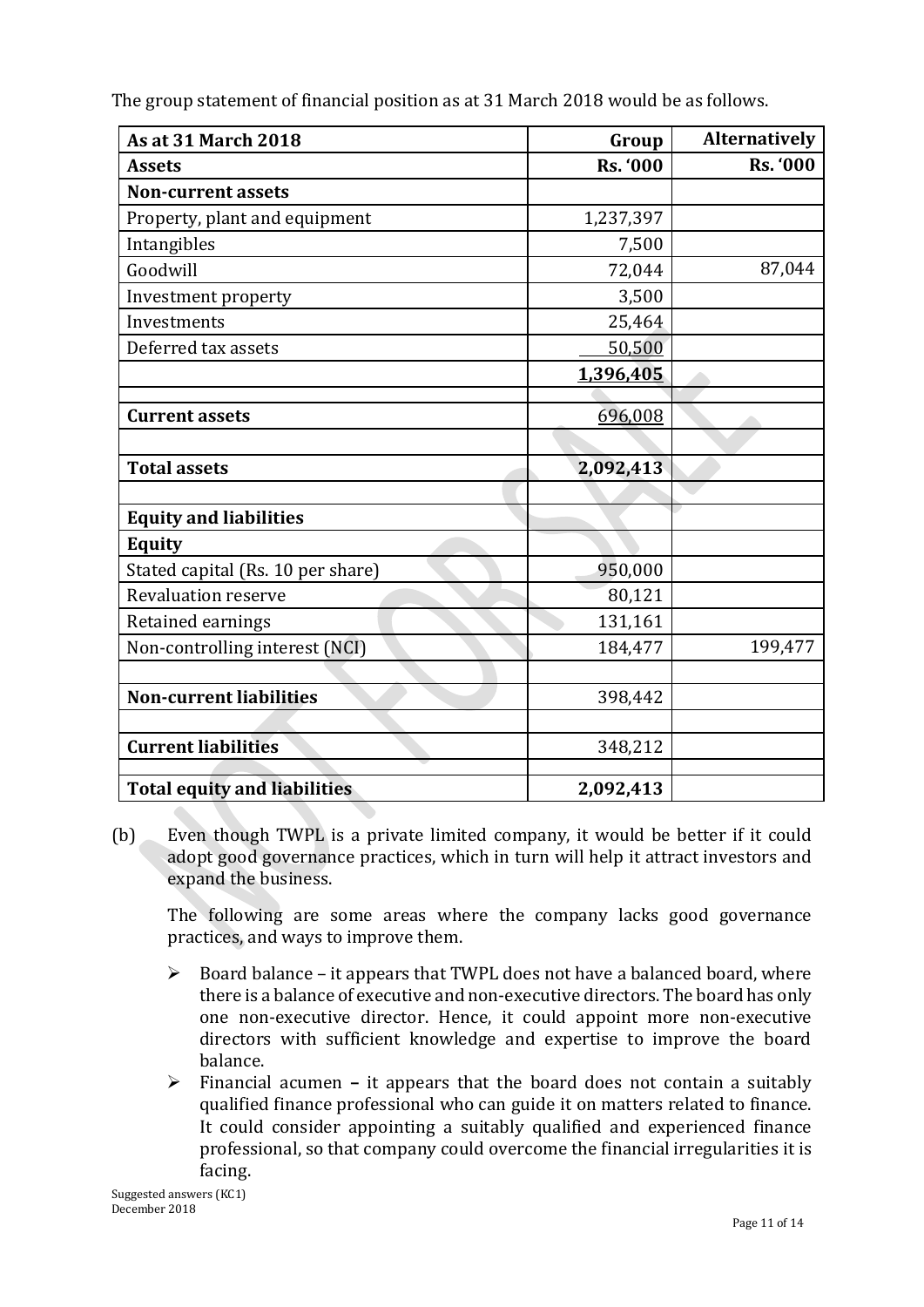The group statement of financial position as at 31 March 2018 would be as follows.

| As at 31 March 2018 | Group | Alternatively |
|---|---|---|
| **Assets** | **Rs. '000** | **Rs. '000** |
| **Non-current assets** | | |
| Property, plant and equipment | 1,237,397 | |
| Intangibles | 7,500 | |
| Goodwill | 72,044 | 87,044 |
| Investment property | 3,500 | |
| Investments | 25,464 | |
| Deferred tax assets | 50,500 | |
| | **1,396,405** | |
| | | |
| **Current assets** | 696,008 | |
| | | |
| **Total assets** | **2,092,413** | |
| | | |
| **Equity and liabilities** | | |
| **Equity** | | |
| Stated capital (Rs. 10 per share) | 950,000 | |
| Revaluation reserve | 80,121 | |
| Retained earnings | 131,161 | |
| Non-controlling interest (NCI) | 184,477 | 199,477 |
| | | |
| **Non-current liabilities** | 398,442 | |
| | | |
| **Current liabilities** | 348,212 | |
| | | |
| **Total equity and liabilities** | **2,092,413** | |

(b) Even though TWPL is a private limited company, it would be better if it could adopt good governance practices, which in turn will help it attract investors and expand the business.

The following are some areas where the company lacks good governance practices, and ways to improve them.

- Board balance – it appears that TWPL does not have a balanced board, where there is a balance of executive and non-executive directors. The board has only one non-executive director. Hence, it could appoint more non-executive directors with sufficient knowledge and expertise to improve the board balance.
- Financial acumen **–** it appears that the board does not contain a suitably qualified finance professional who can guide it on matters related to finance. It could consider appointing a suitably qualified and experienced finance professional, so that company could overcome the financial irregularities it is facing.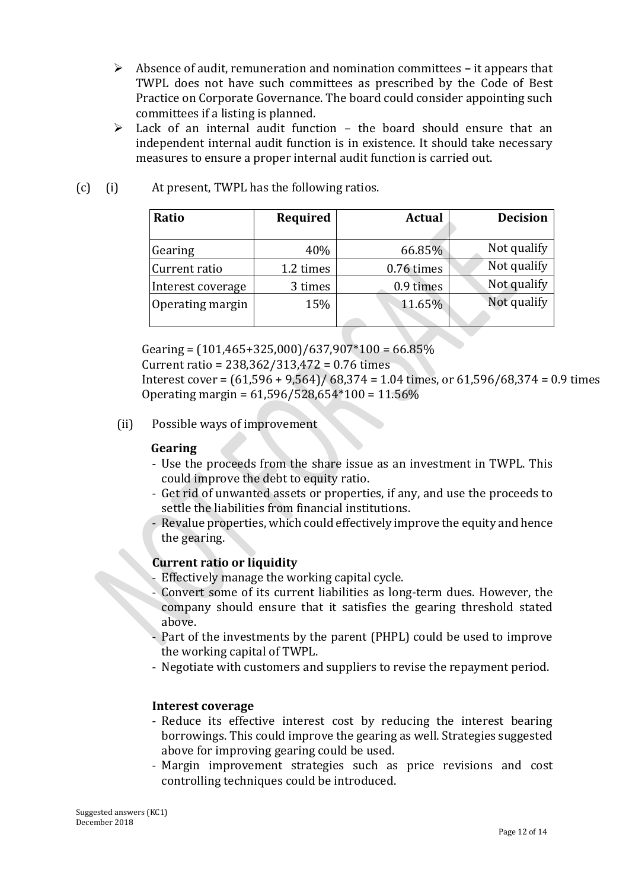- Absence of audit, remuneration and nomination committees **–** it appears that TWPL does not have such committees as prescribed by the Code of Best Practice on Corporate Governance. The board could consider appointing such committees if a listing is planned.
- Lack of an internal audit function – the board should ensure that an independent internal audit function is in existence. It should take necessary measures to ensure a proper internal audit function is carried out.

(c) (i) At present, TWPL has the following ratios.

| Ratio | Required | Actual | Decision |
|---|---|---|---|
| Gearing | 40% | 66.85% | Not qualify |
| Current ratio | 1.2 times | 0.76 times | Not qualify |
| Interest coverage | 3 times | 0.9 times | Not qualify |
| Operating margin | 15% | 11.65% | Not qualify |

Gearing = (101,465+325,000)/637,907*100 = 66.85%
Current ratio = 238,362/313,472 = 0.76 times
Interest cover = (61,596 + 9,564)/ 68,374 = 1.04 times, or 61,596/68,374 = 0.9 times
Operating margin = 61,596/528,654*100 = 11.56%

(ii) Possible ways of improvement

**Gearing**

- Use the proceeds from the share issue as an investment in TWPL. This could improve the debt to equity ratio.
- Get rid of unwanted assets or properties, if any, and use the proceeds to settle the liabilities from financial institutions.
- Revalue properties, which could effectively improve the equity and hence the gearing.

**Current ratio or liquidity**

- Effectively manage the working capital cycle.
- Convert some of its current liabilities as long-term dues. However, the company should ensure that it satisfies the gearing threshold stated above.
- Part of the investments by the parent (PHPL) could be used to improve the working capital of TWPL.
- Negotiate with customers and suppliers to revise the repayment period.

**Interest coverage**

- Reduce its effective interest cost by reducing the interest bearing borrowings. This could improve the gearing as well. Strategies suggested above for improving gearing could be used.
- Margin improvement strategies such as price revisions and cost controlling techniques could be introduced.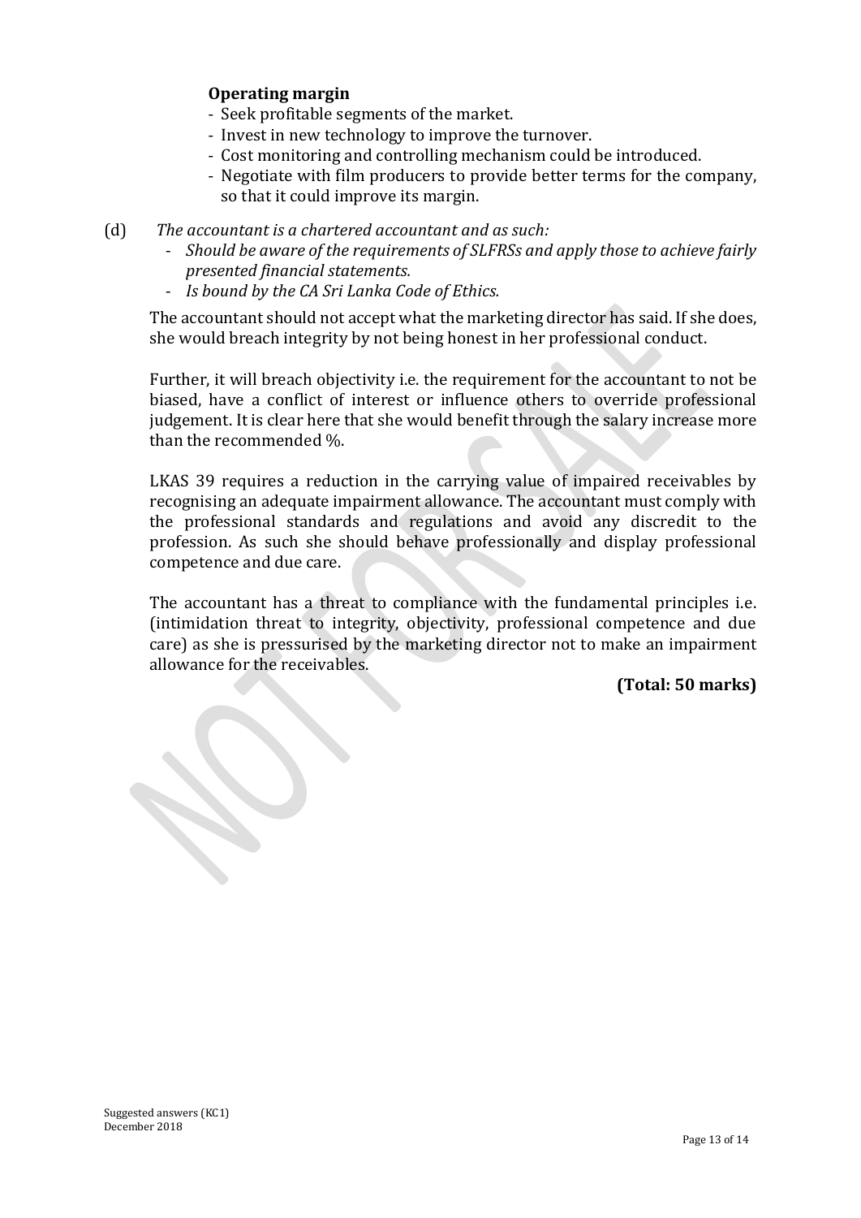**Operating margin**

- Seek profitable segments of the market.
- Invest in new technology to improve the turnover.
- Cost monitoring and controlling mechanism could be introduced.
- Negotiate with film producers to provide better terms for the company, so that it could improve its margin.

(d) *The accountant is a chartered accountant and as such:*

- *Should be aware of the requirements of SLFRSs and apply those to achieve fairly presented financial statements.*
- *Is bound by the CA Sri Lanka Code of Ethics.*

The accountant should not accept what the marketing director has said. If she does, she would breach integrity by not being honest in her professional conduct.

Further, it will breach objectivity i.e. the requirement for the accountant to not be biased, have a conflict of interest or influence others to override professional judgement. It is clear here that she would benefit through the salary increase more than the recommended %.

LKAS 39 requires a reduction in the carrying value of impaired receivables by recognising an adequate impairment allowance. The accountant must comply with the professional standards and regulations and avoid any discredit to the profession. As such she should behave professionally and display professional competence and due care.

The accountant has a threat to compliance with the fundamental principles i.e. (intimidation threat to integrity, objectivity, professional competence and due care) as she is pressurised by the marketing director not to make an impairment allowance for the receivables.

**(Total: 50 marks)**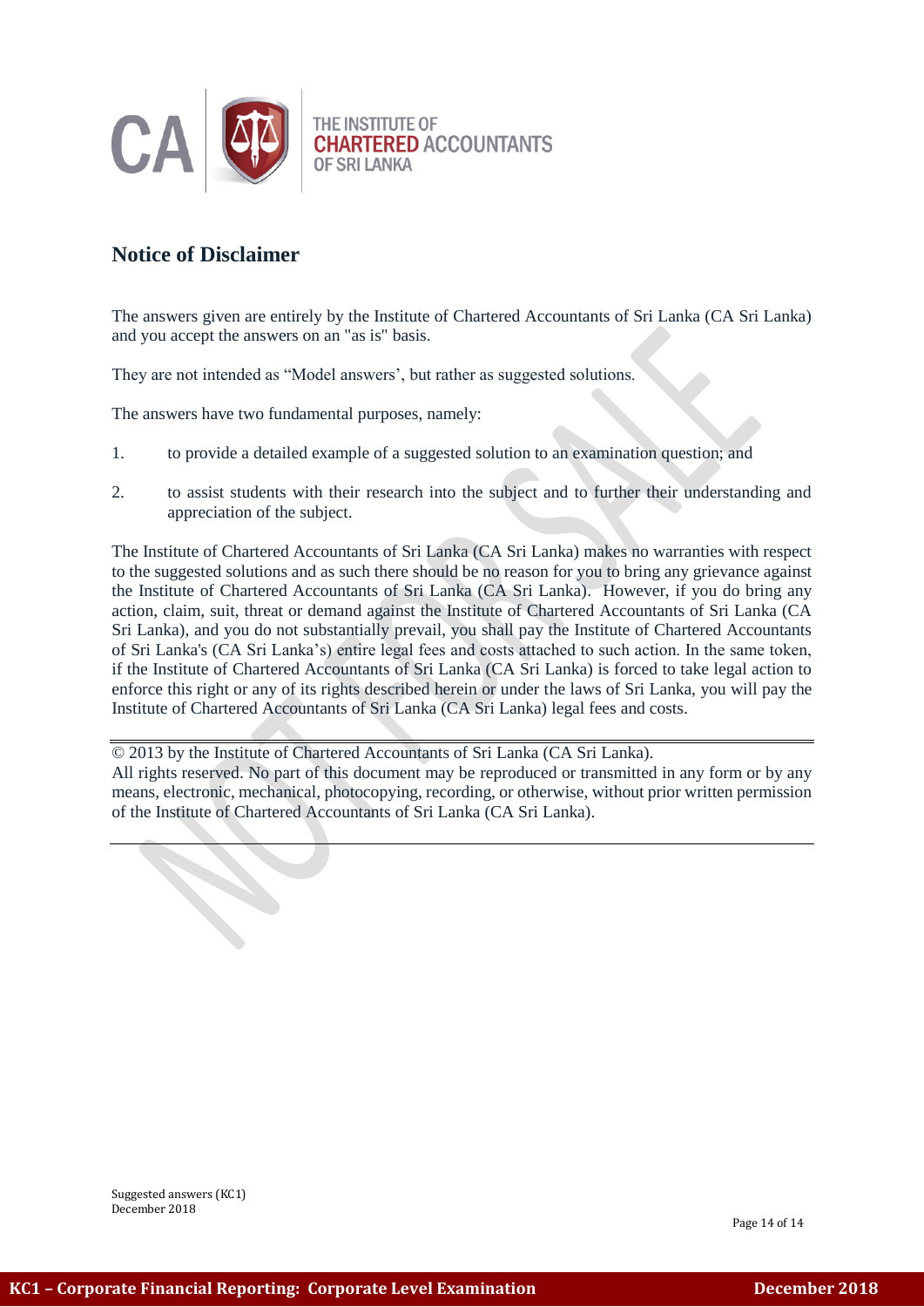## Notice of Disclaimer

The answers given are entirely by the Institute of Chartered Accountants of Sri Lanka (CA Sri Lanka) and you accept the answers on an "as is" basis.

They are not intended as "Model answers', but rather as suggested solutions.

The answers have two fundamental purposes, namely:

1. to provide a detailed example of a suggested solution to an examination question; and
2. to assist students with their research into the subject and to further their understanding and appreciation of the subject.

The Institute of Chartered Accountants of Sri Lanka (CA Sri Lanka) makes no warranties with respect to the suggested solutions and as such there should be no reason for you to bring any grievance against the Institute of Chartered Accountants of Sri Lanka (CA Sri Lanka). However, if you do bring any action, claim, suit, threat or demand against the Institute of Chartered Accountants of Sri Lanka (CA Sri Lanka), and you do not substantially prevail, you shall pay the Institute of Chartered Accountants of Sri Lanka's (CA Sri Lanka's) entire legal fees and costs attached to such action. In the same token, if the Institute of Chartered Accountants of Sri Lanka (CA Sri Lanka) is forced to take legal action to enforce this right or any of its rights described herein or under the laws of Sri Lanka, you will pay the Institute of Chartered Accountants of Sri Lanka (CA Sri Lanka) legal fees and costs.

---

© 2013 by the Institute of Chartered Accountants of Sri Lanka (CA Sri Lanka).
All rights reserved. No part of this document may be reproduced or transmitted in any form or by any means, electronic, mechanical, photocopying, recording, or otherwise, without prior written permission of the Institute of Chartered Accountants of Sri Lanka (CA Sri Lanka).

---